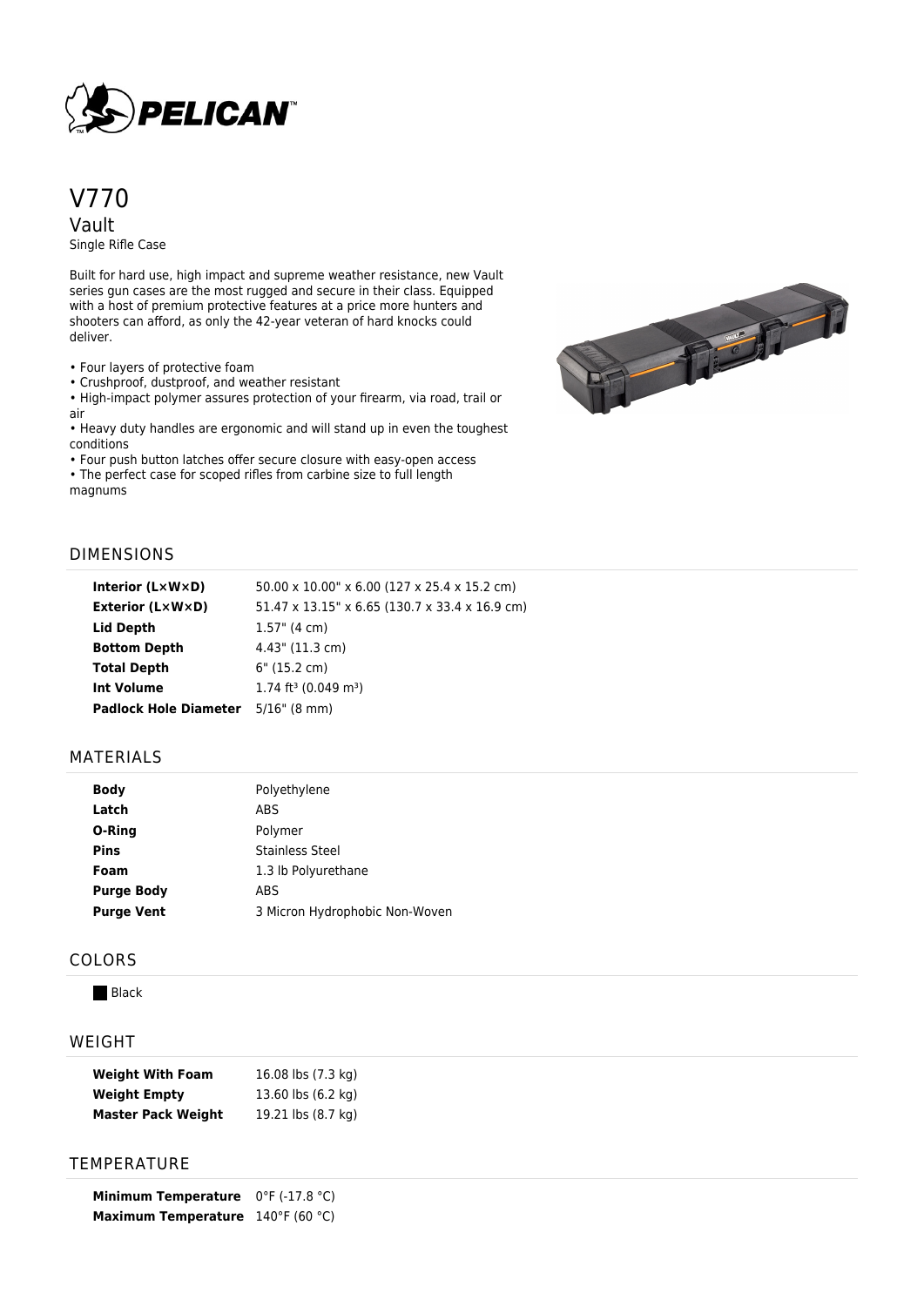# V770

## Vault

Single Rifle Case

Built for hard use, high impact and supreme weather resistance, new Vault series gun cases are the most rugged and secure in their class. Equipped with a host of premium protective features at a price more hunters and shooters can afford, as only the 42-year veteran of hard knocks could deliver.

- Four layers of protective foam
- Crushproof, dustproof, and weather resistant
- High-impact polymer assures protection of your firearm, via road, trail or air
- Heavy duty handles are ergonomic and will stand up in even the toughest conditions
- Four push button latches offer secure closure with easy-open access
- The perfect case for scoped rifles from carbine size to full length magnums

## DIMENSIONS

| | |
|---|---|
| **Interior (L×W×D)** | 50.00 x 10.00" x 6.00 (127 x 25.4 x 15.2 cm) |
| **Exterior (L×W×D)** | 51.47 x 13.15" x 6.65 (130.7 x 33.4 x 16.9 cm) |
| **Lid Depth** | 1.57" (4 cm) |
| **Bottom Depth** | 4.43" (11.3 cm) |
| **Total Depth** | 6" (15.2 cm) |
| **Int Volume** | 1.74 $ft^3$ (0.049 $m^3$) |
| **Padlock Hole Diameter** | 5/16" (8 mm) |

## MATERIALS

| | |
|---|---|
| **Body** | Polyethylene |
| **Latch** | ABS |
| **O-Ring** | Polymer |
| **Pins** | Stainless Steel |
| **Foam** | 1.3 lb Polyurethane |
| **Purge Body** | ABS |
| **Purge Vent** | 3 Micron Hydrophobic Non-Woven |

## COLORS

Black

## WEIGHT

| | |
|---|---|
| **Weight With Foam** | 16.08 lbs (7.3 kg) |
| **Weight Empty** | 13.60 lbs (6.2 kg) |
| **Master Pack Weight** | 19.21 lbs (8.7 kg) |

## TEMPERATURE

| | |
|---|---|
| **Minimum Temperature** | 0°F (-17.8 °C) |
| **Maximum Temperature** | 140°F (60 °C) |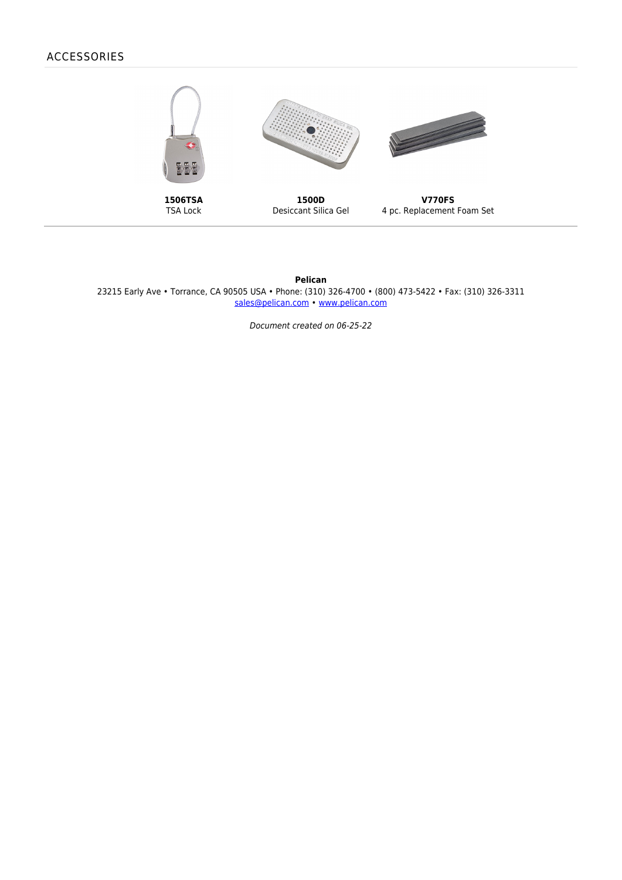## ACCESSORIES

**1506TSA**
TSA Lock

**1500D**
Desiccant Silica Gel

**V770FS**
4 pc. Replacement Foam Set

**Pelican**

23215 Early Ave • Torrance, CA 90505 USA • Phone: (310) 326-4700 • (800) 473-5422 • Fax: (310) 326-3311

sales@pelican.com • www.pelican.com

*Document created on 06-25-22*